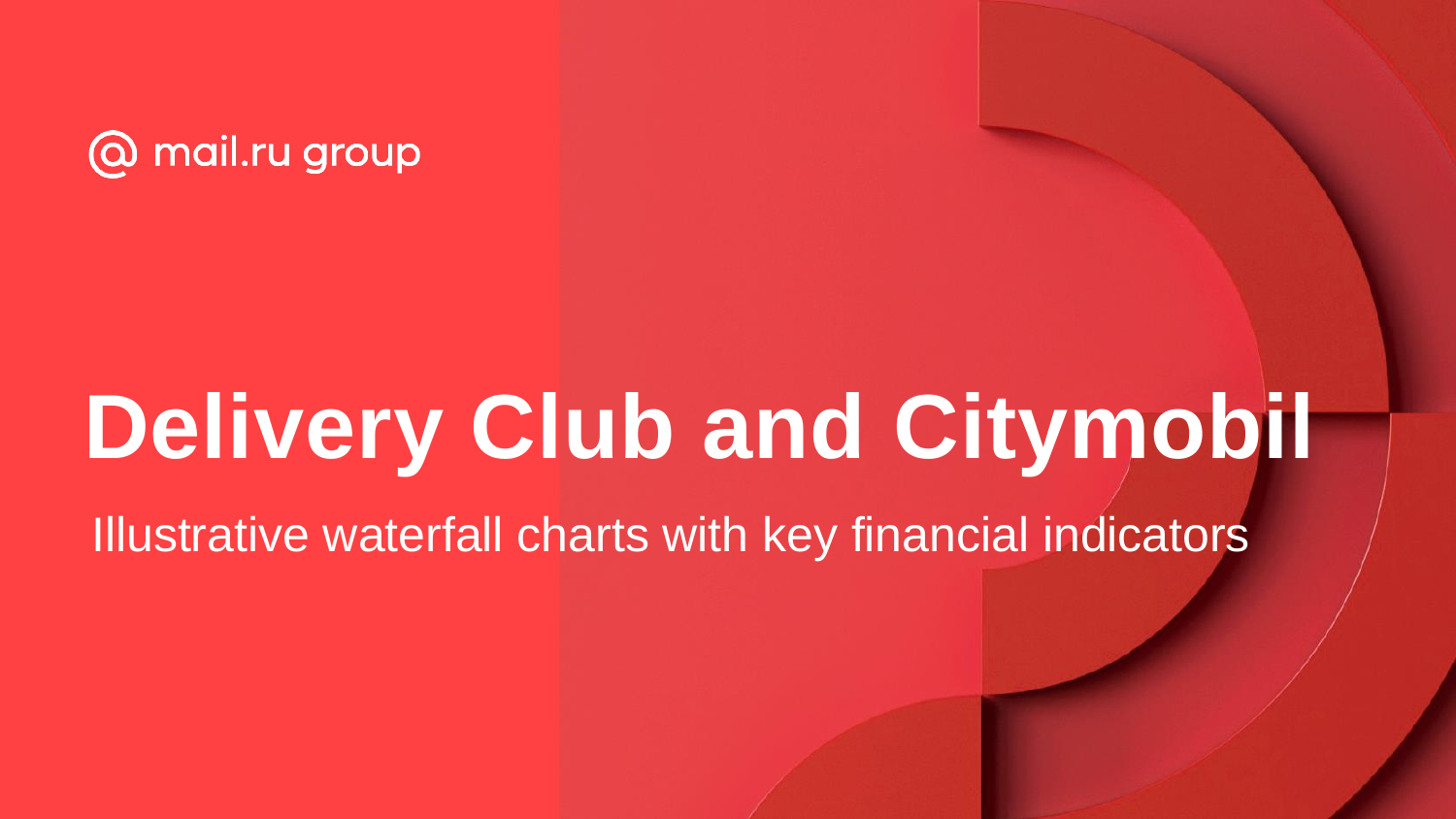mail.ru group

# Delivery Club and Citymobil

Illustrative waterfall charts with key financial indicators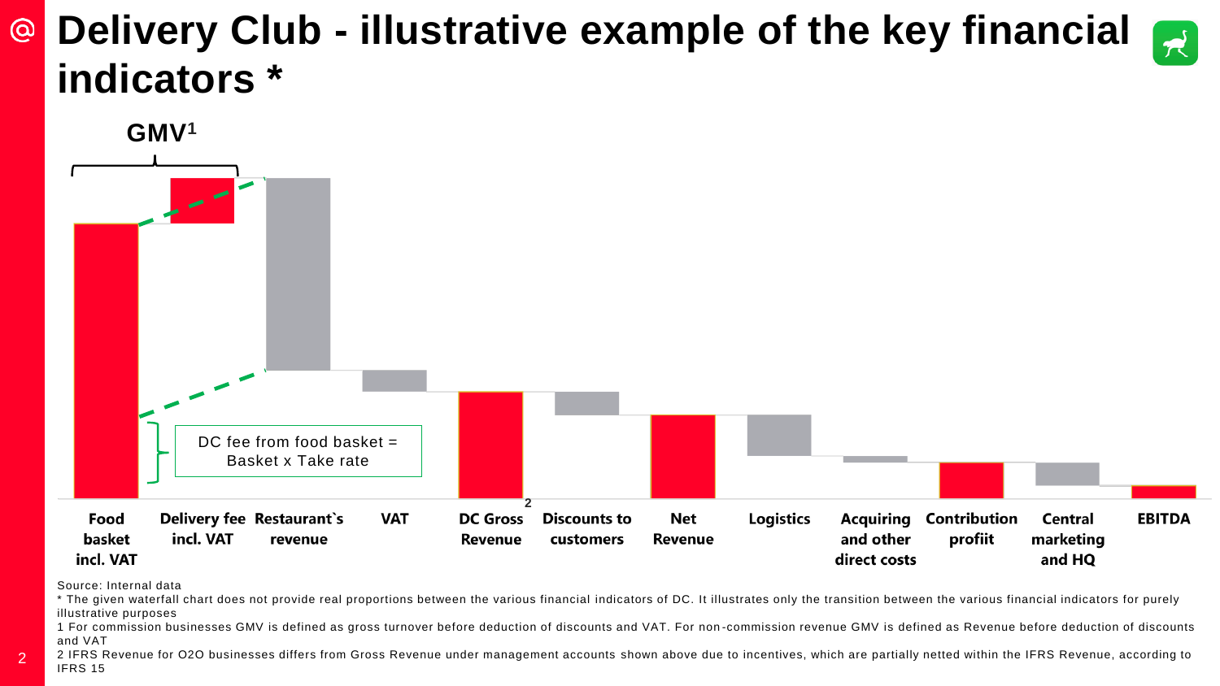# Delivery Club - illustrative example of the key financial indicators *

GMV[1]

DC fee from food basket = Basket x Take rate

Food basket incl. VAT

Delivery fee incl. VAT

Restaurant`s revenue

VAT

DC Gross Revenue[2]

Discounts to customers

Net Revenue

Logistics

Acquiring and other direct costs

Contribution profiit

Central marketing and HQ

EBITDA

Source: Internal data

* The given waterfall chart does not provide real proportions between the various financial indicators of DC. It illustrates only the transition between the various financial indicators for purely illustrative purposes

1 For commission businesses GMV is defined as gross turnover before deduction of discounts and VAT. For non-commission revenue GMV is defined as Revenue before deduction of discounts and VAT

2 IFRS Revenue for O2O businesses differs from Gross Revenue under management accounts shown above due to incentives, which are partially netted within the IFRS Revenue, according to IFRS 15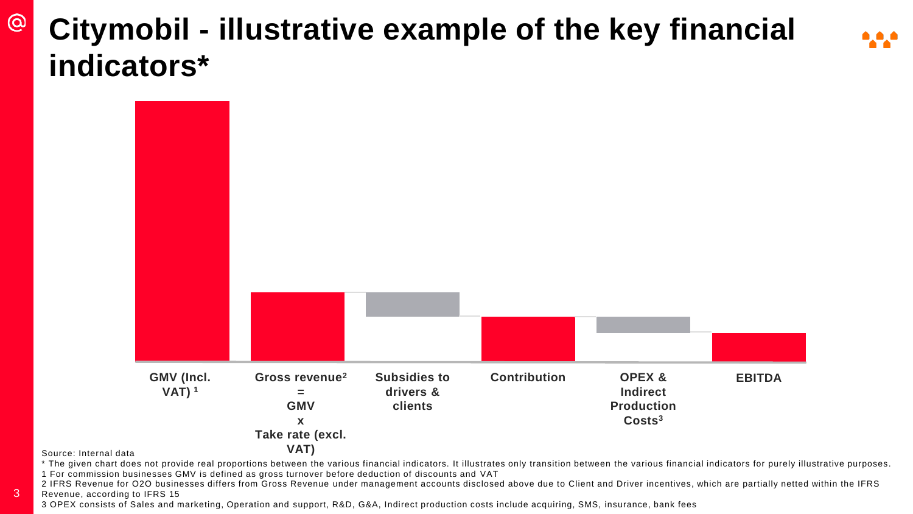# Citymobil - illustrative example of the key financial indicators*

GMV (Incl. VAT) [1]

Gross revenue[2] = GMV x Take rate (excl. VAT)

Subsidies to drivers & clients

Contribution

OPEX & Indirect Production Costs[3]

EBITDA

Source: Internal data

* The given chart does not provide real proportions between the various financial indicators. It illustrates only transition between the various financial indicators for purely illustrative purposes.

1 For commission businesses GMV is defined as gross turnover before deduction of discounts and VAT

2 IFRS Revenue for O2O businesses differs from Gross Revenue under management accounts disclosed above due to Client and Driver incentives, which are partially netted within the IFRS Revenue, according to IFRS 15

3 OPEX consists of Sales and marketing, Operation and support, R&D, G&A, Indirect production costs include acquiring, SMS, insurance, bank fees